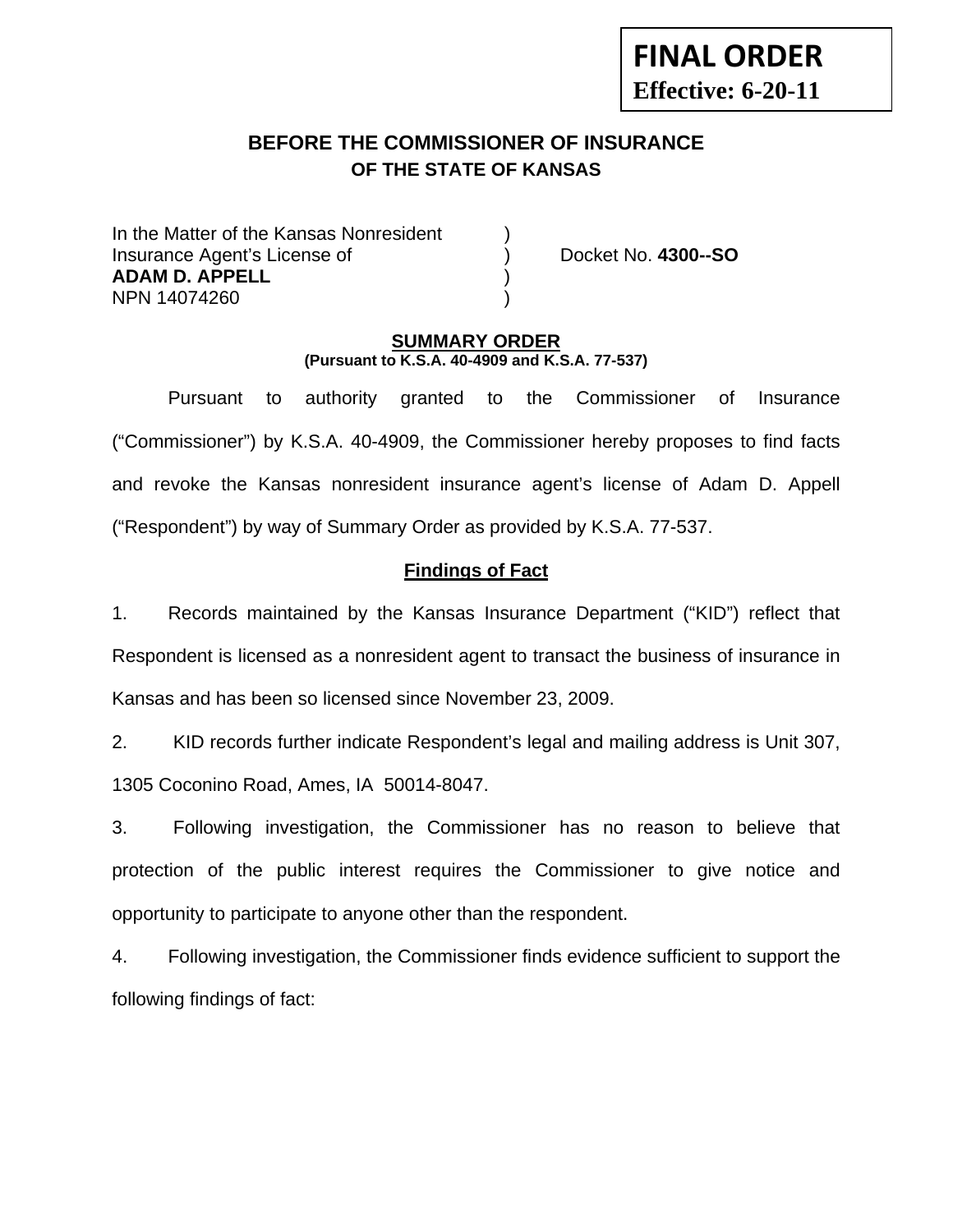**FINAL ORDER**
**Effective: 6-20-11**

# BEFORE THE COMMISSIONER OF INSURANCE
## OF THE STATE OF KANSAS

In the Matter of the Kansas Nonresident )
Insurance Agent's License of ) Docket No. **4300--SO**
**ADAM D. APPELL** )
NPN 14074260 )

**SUMMARY ORDER**
**(Pursuant to K.S.A. 40-4909 and K.S.A. 77-537)**

Pursuant to authority granted to the Commissioner of Insurance ("Commissioner") by K.S.A. 40-4909, the Commissioner hereby proposes to find facts and revoke the Kansas nonresident insurance agent's license of Adam D. Appell ("Respondent") by way of Summary Order as provided by K.S.A. 77-537.

**Findings of Fact**

1. Records maintained by the Kansas Insurance Department ("KID") reflect that Respondent is licensed as a nonresident agent to transact the business of insurance in Kansas and has been so licensed since November 23, 2009.

2. KID records further indicate Respondent's legal and mailing address is Unit 307, 1305 Coconino Road, Ames, IA 50014-8047.

3. Following investigation, the Commissioner has no reason to believe that protection of the public interest requires the Commissioner to give notice and opportunity to participate to anyone other than the respondent.

4. Following investigation, the Commissioner finds evidence sufficient to support the following findings of fact: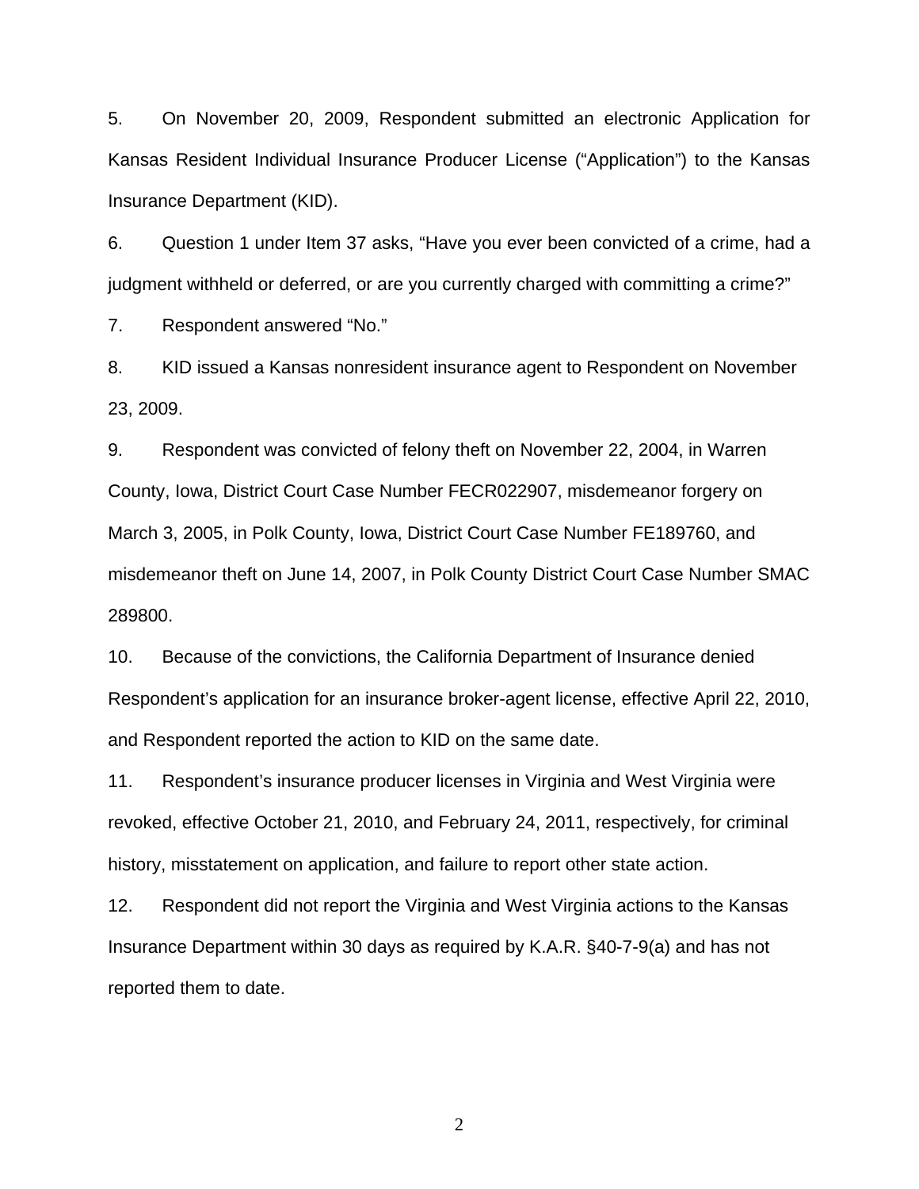5. On November 20, 2009, Respondent submitted an electronic Application for Kansas Resident Individual Insurance Producer License ("Application") to the Kansas Insurance Department (KID).

6. Question 1 under Item 37 asks, "Have you ever been convicted of a crime, had a judgment withheld or deferred, or are you currently charged with committing a crime?"

7. Respondent answered "No."

8. KID issued a Kansas nonresident insurance agent to Respondent on November 23, 2009.

9. Respondent was convicted of felony theft on November 22, 2004, in Warren County, Iowa, District Court Case Number FECR022907, misdemeanor forgery on March 3, 2005, in Polk County, Iowa, District Court Case Number FE189760, and misdemeanor theft on June 14, 2007, in Polk County District Court Case Number SMAC 289800.

10. Because of the convictions, the California Department of Insurance denied Respondent's application for an insurance broker-agent license, effective April 22, 2010, and Respondent reported the action to KID on the same date.

11. Respondent's insurance producer licenses in Virginia and West Virginia were revoked, effective October 21, 2010, and February 24, 2011, respectively, for criminal history, misstatement on application, and failure to report other state action.

12. Respondent did not report the Virginia and West Virginia actions to the Kansas Insurance Department within 30 days as required by K.A.R. §40-7-9(a) and has not reported them to date.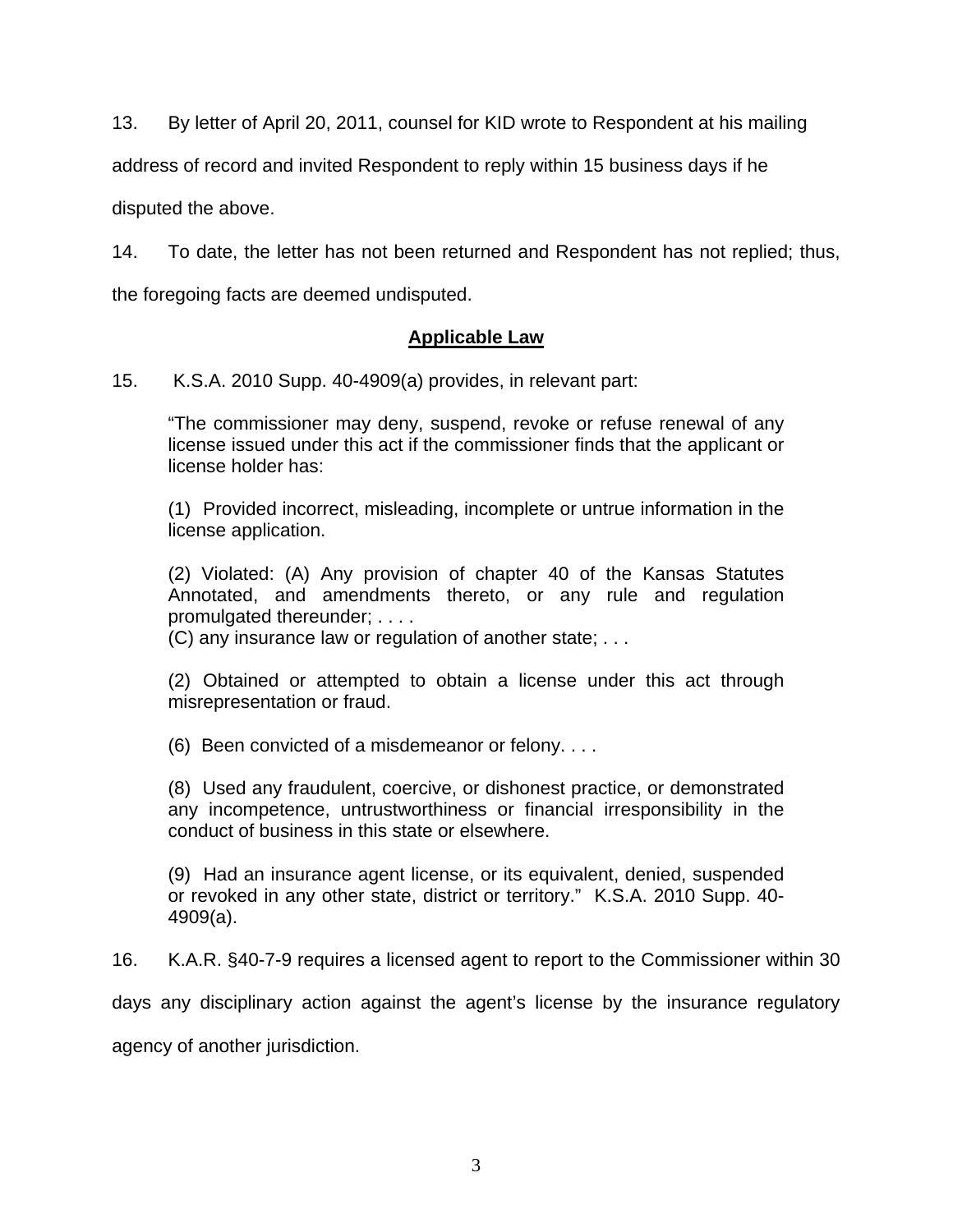13. By letter of April 20, 2011, counsel for KID wrote to Respondent at his mailing address of record and invited Respondent to reply within 15 business days if he disputed the above.

14. To date, the letter has not been returned and Respondent has not replied; thus, the foregoing facts are deemed undisputed.

## Applicable Law

15. K.S.A. 2010 Supp. 40-4909(a) provides, in relevant part:

> "The commissioner may deny, suspend, revoke or refuse renewal of any license issued under this act if the commissioner finds that the applicant or license holder has:
>
> (1) Provided incorrect, misleading, incomplete or untrue information in the license application.
>
> (2) Violated: (A) Any provision of chapter 40 of the Kansas Statutes Annotated, and amendments thereto, or any rule and regulation promulgated thereunder; . . . .
> (C) any insurance law or regulation of another state; . . .
>
> (2) Obtained or attempted to obtain a license under this act through misrepresentation or fraud.
>
> (6) Been convicted of a misdemeanor or felony. . . .
>
> (8) Used any fraudulent, coercive, or dishonest practice, or demonstrated any incompetence, untrustworthiness or financial irresponsibility in the conduct of business in this state or elsewhere.
>
> (9) Had an insurance agent license, or its equivalent, denied, suspended or revoked in any other state, district or territory." K.S.A. 2010 Supp. 40-4909(a).

16. K.A.R. §40-7-9 requires a licensed agent to report to the Commissioner within 30 days any disciplinary action against the agent's license by the insurance regulatory agency of another jurisdiction.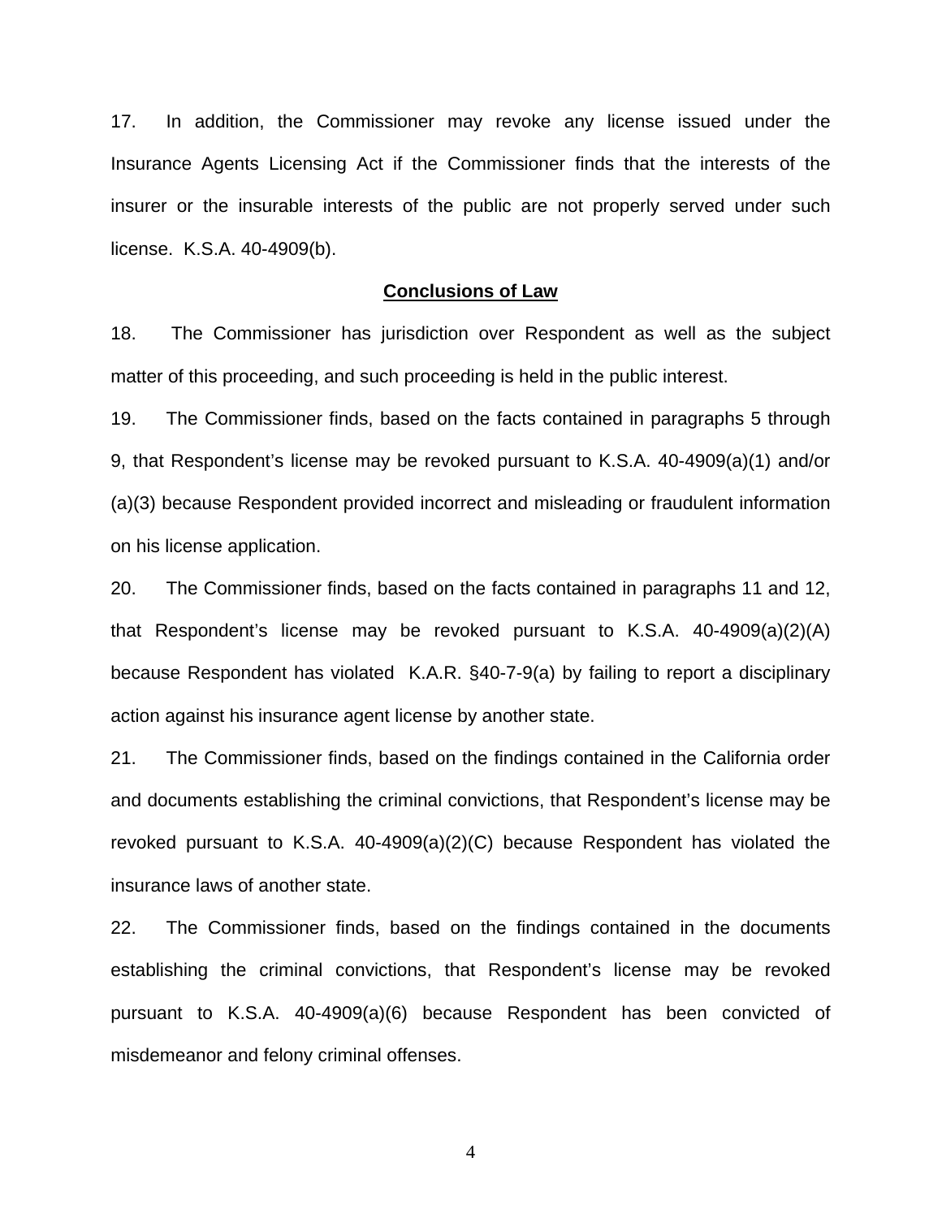17. In addition, the Commissioner may revoke any license issued under the Insurance Agents Licensing Act if the Commissioner finds that the interests of the insurer or the insurable interests of the public are not properly served under such license. K.S.A. 40-4909(b).

## Conclusions of Law

18. The Commissioner has jurisdiction over Respondent as well as the subject matter of this proceeding, and such proceeding is held in the public interest.

19. The Commissioner finds, based on the facts contained in paragraphs 5 through 9, that Respondent's license may be revoked pursuant to K.S.A. 40-4909(a)(1) and/or (a)(3) because Respondent provided incorrect and misleading or fraudulent information on his license application.

20. The Commissioner finds, based on the facts contained in paragraphs 11 and 12, that Respondent's license may be revoked pursuant to K.S.A. 40-4909(a)(2)(A) because Respondent has violated K.A.R. §40-7-9(a) by failing to report a disciplinary action against his insurance agent license by another state.

21. The Commissioner finds, based on the findings contained in the California order and documents establishing the criminal convictions, that Respondent's license may be revoked pursuant to K.S.A. 40-4909(a)(2)(C) because Respondent has violated the insurance laws of another state.

22. The Commissioner finds, based on the findings contained in the documents establishing the criminal convictions, that Respondent's license may be revoked pursuant to K.S.A. 40-4909(a)(6) because Respondent has been convicted of misdemeanor and felony criminal offenses.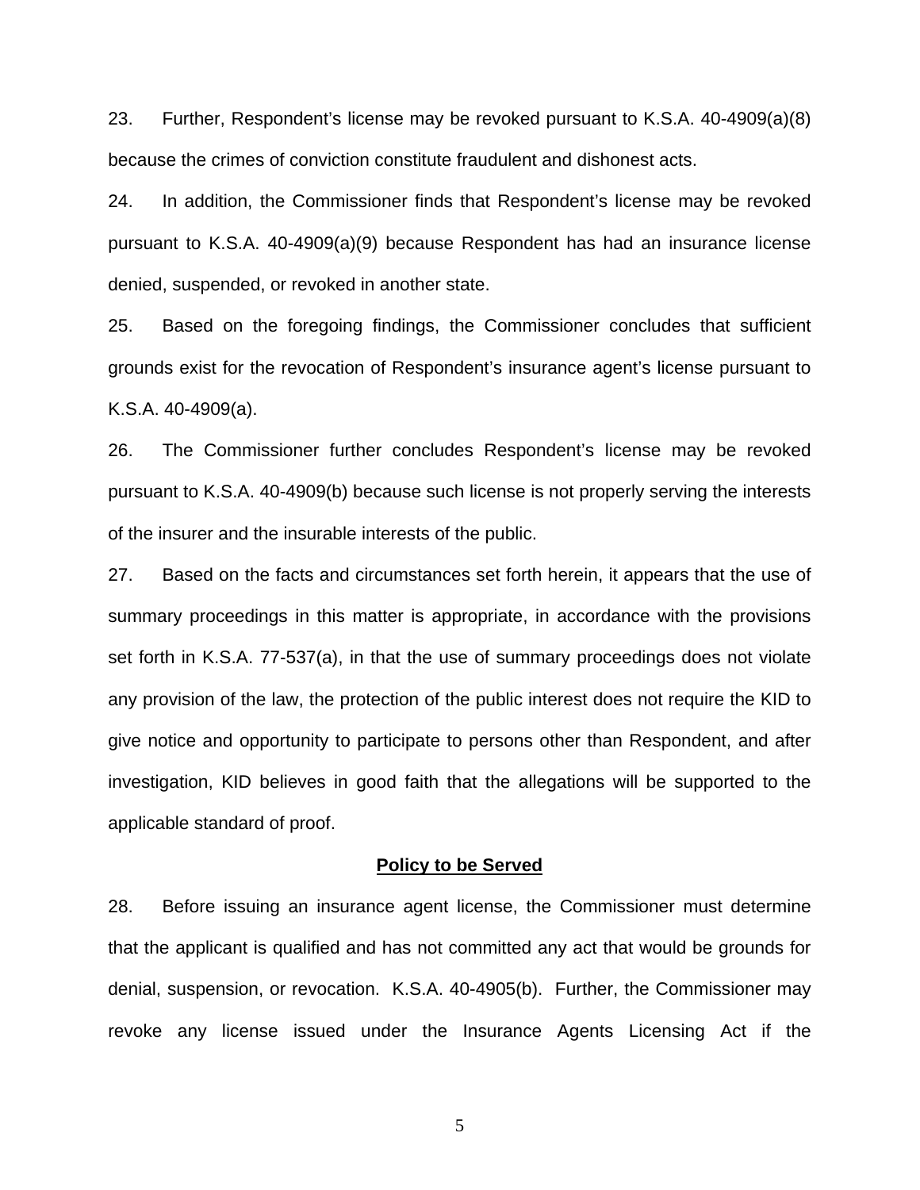23. Further, Respondent's license may be revoked pursuant to K.S.A. 40-4909(a)(8) because the crimes of conviction constitute fraudulent and dishonest acts.

24. In addition, the Commissioner finds that Respondent's license may be revoked pursuant to K.S.A. 40-4909(a)(9) because Respondent has had an insurance license denied, suspended, or revoked in another state.

25. Based on the foregoing findings, the Commissioner concludes that sufficient grounds exist for the revocation of Respondent's insurance agent's license pursuant to K.S.A. 40-4909(a).

26. The Commissioner further concludes Respondent's license may be revoked pursuant to K.S.A. 40-4909(b) because such license is not properly serving the interests of the insurer and the insurable interests of the public.

27. Based on the facts and circumstances set forth herein, it appears that the use of summary proceedings in this matter is appropriate, in accordance with the provisions set forth in K.S.A. 77-537(a), in that the use of summary proceedings does not violate any provision of the law, the protection of the public interest does not require the KID to give notice and opportunity to participate to persons other than Respondent, and after investigation, KID believes in good faith that the allegations will be supported to the applicable standard of proof.

**Policy to be Served**

28. Before issuing an insurance agent license, the Commissioner must determine that the applicant is qualified and has not committed any act that would be grounds for denial, suspension, or revocation. K.S.A. 40-4905(b). Further, the Commissioner may revoke any license issued under the Insurance Agents Licensing Act if the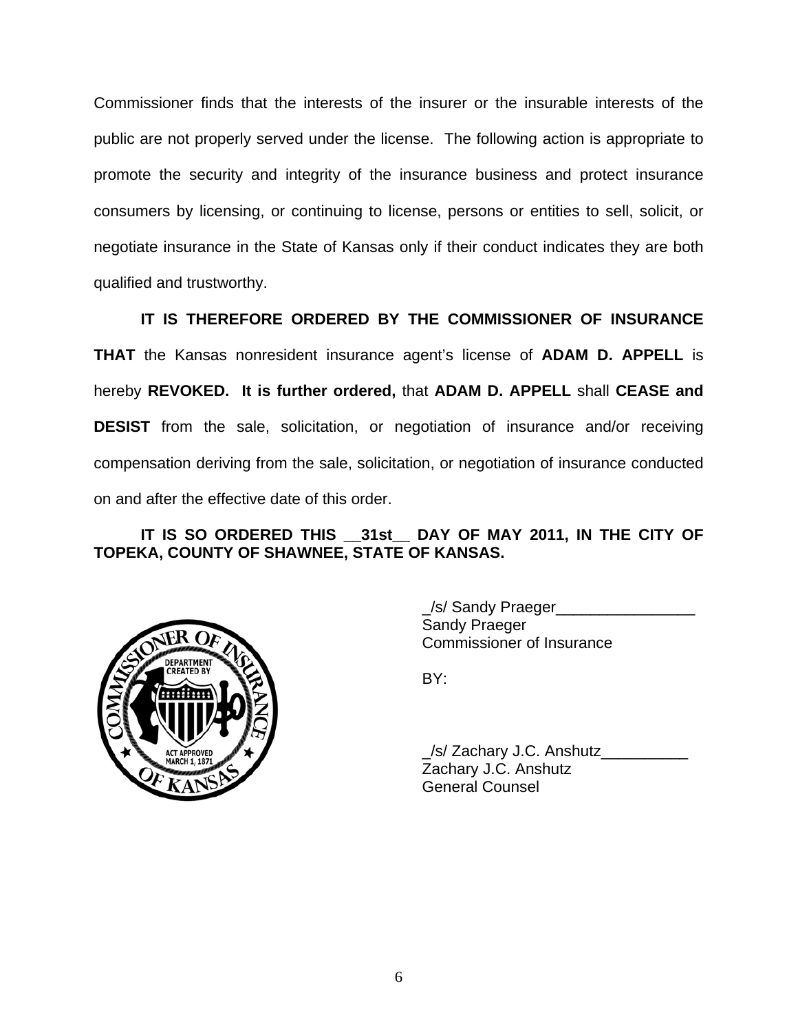Commissioner finds that the interests of the insurer or the insurable interests of the public are not properly served under the license. The following action is appropriate to promote the security and integrity of the insurance business and protect insurance consumers by licensing, or continuing to license, persons or entities to sell, solicit, or negotiate insurance in the State of Kansas only if their conduct indicates they are both qualified and trustworthy.

**IT IS THEREFORE ORDERED BY THE COMMISSIONER OF INSURANCE THAT** the Kansas nonresident insurance agent's license of **ADAM D. APPELL** is hereby **REVOKED. It is further ordered,** that **ADAM D. APPELL** shall **CEASE and DESIST** from the sale, solicitation, or negotiation of insurance and/or receiving compensation deriving from the sale, solicitation, or negotiation of insurance conducted on and after the effective date of this order.

**IT IS SO ORDERED THIS __31st__ DAY OF MAY 2011, IN THE CITY OF TOPEKA, COUNTY OF SHAWNEE, STATE OF KANSAS.**

_/s/ Sandy Praeger________________
Sandy Praeger
Commissioner of Insurance

BY:

_/s/ Zachary J.C. Anshutz__________
Zachary J.C. Anshutz
General Counsel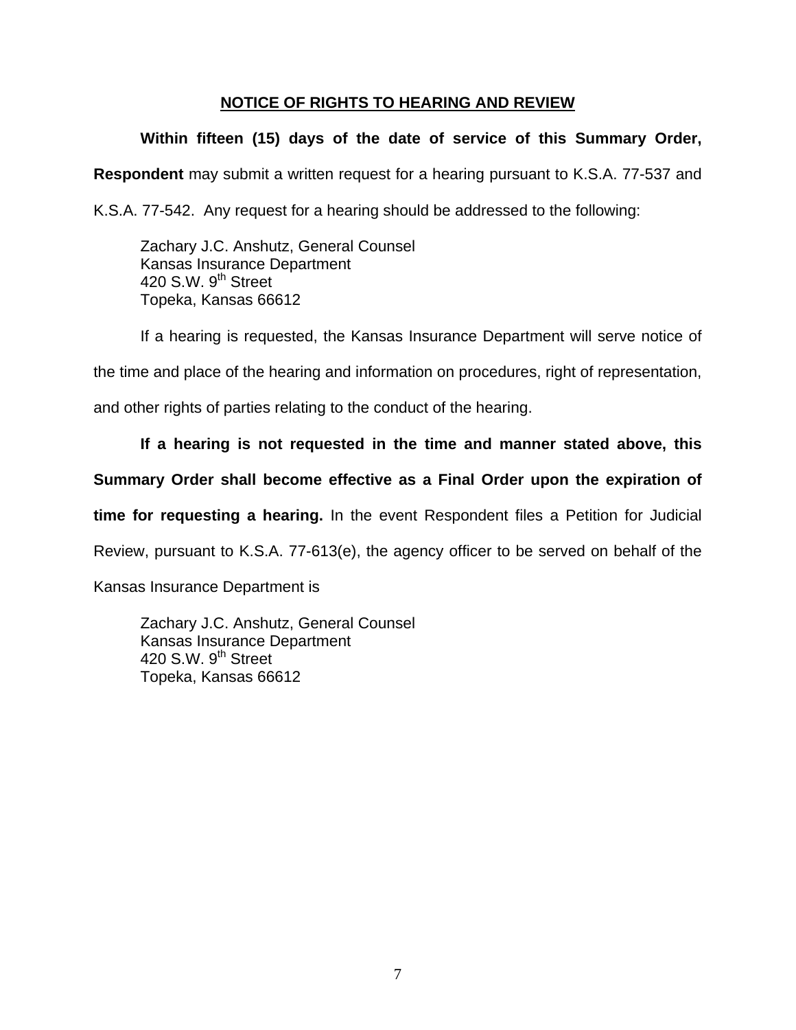## NOTICE OF RIGHTS TO HEARING AND REVIEW

**Within fifteen (15) days of the date of service of this Summary Order, Respondent** may submit a written request for a hearing pursuant to K.S.A. 77-537 and K.S.A. 77-542. Any request for a hearing should be addressed to the following:

Zachary J.C. Anshutz, General Counsel
Kansas Insurance Department
420 S.W. 9th Street
Topeka, Kansas 66612

If a hearing is requested, the Kansas Insurance Department will serve notice of the time and place of the hearing and information on procedures, right of representation, and other rights of parties relating to the conduct of the hearing.

**If a hearing is not requested in the time and manner stated above, this Summary Order shall become effective as a Final Order upon the expiration of time for requesting a hearing.** In the event Respondent files a Petition for Judicial Review, pursuant to K.S.A. 77-613(e), the agency officer to be served on behalf of the Kansas Insurance Department is

Zachary J.C. Anshutz, General Counsel
Kansas Insurance Department
420 S.W. 9th Street
Topeka, Kansas 66612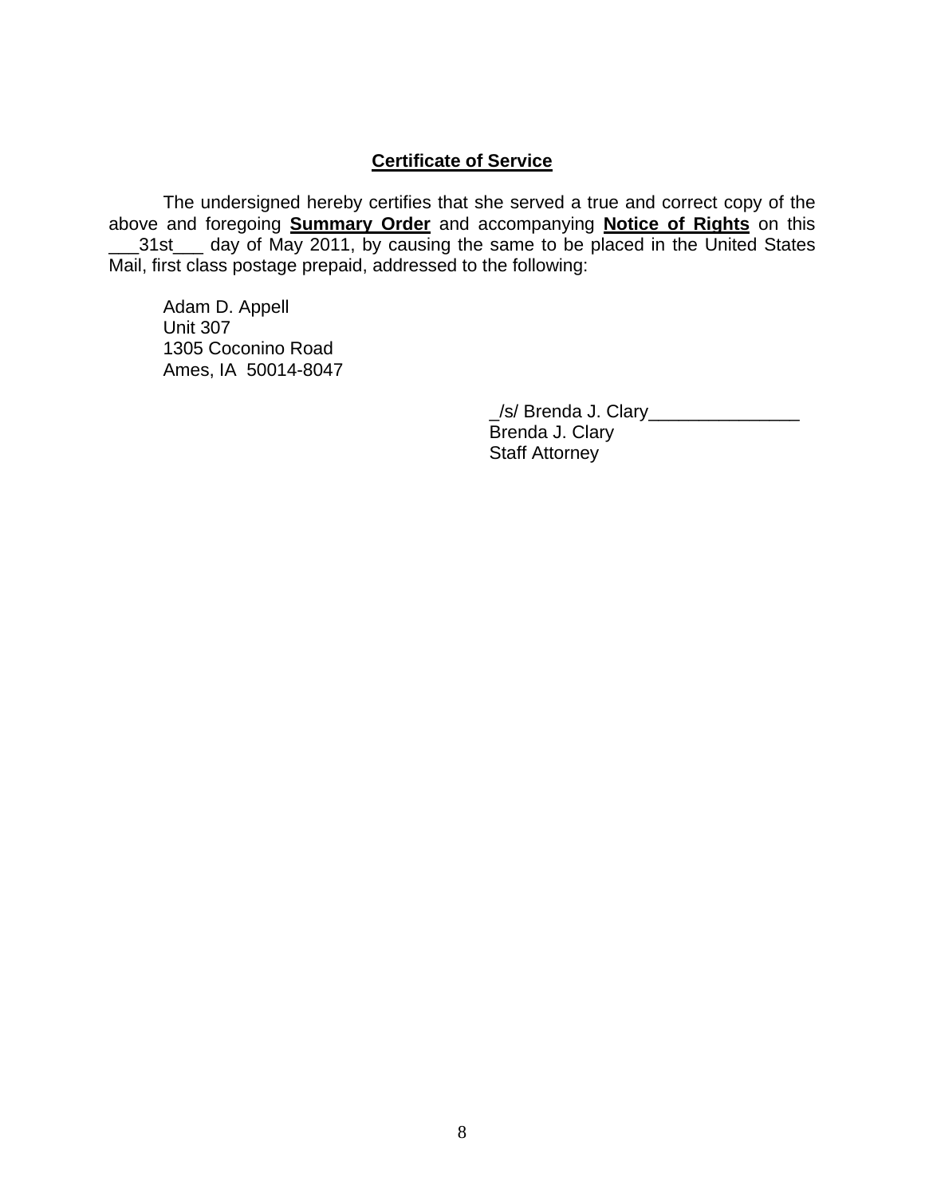**Certificate of Service**

The undersigned hereby certifies that she served a true and correct copy of the above and foregoing **Summary Order** and accompanying **Notice of Rights** on this ___31st___ day of May 2011, by causing the same to be placed in the United States Mail, first class postage prepaid, addressed to the following:

Adam D. Appell
Unit 307
1305 Coconino Road
Ames, IA 50014-8047

_/s/ Brenda J. Clary_______________
Brenda J. Clary
Staff Attorney